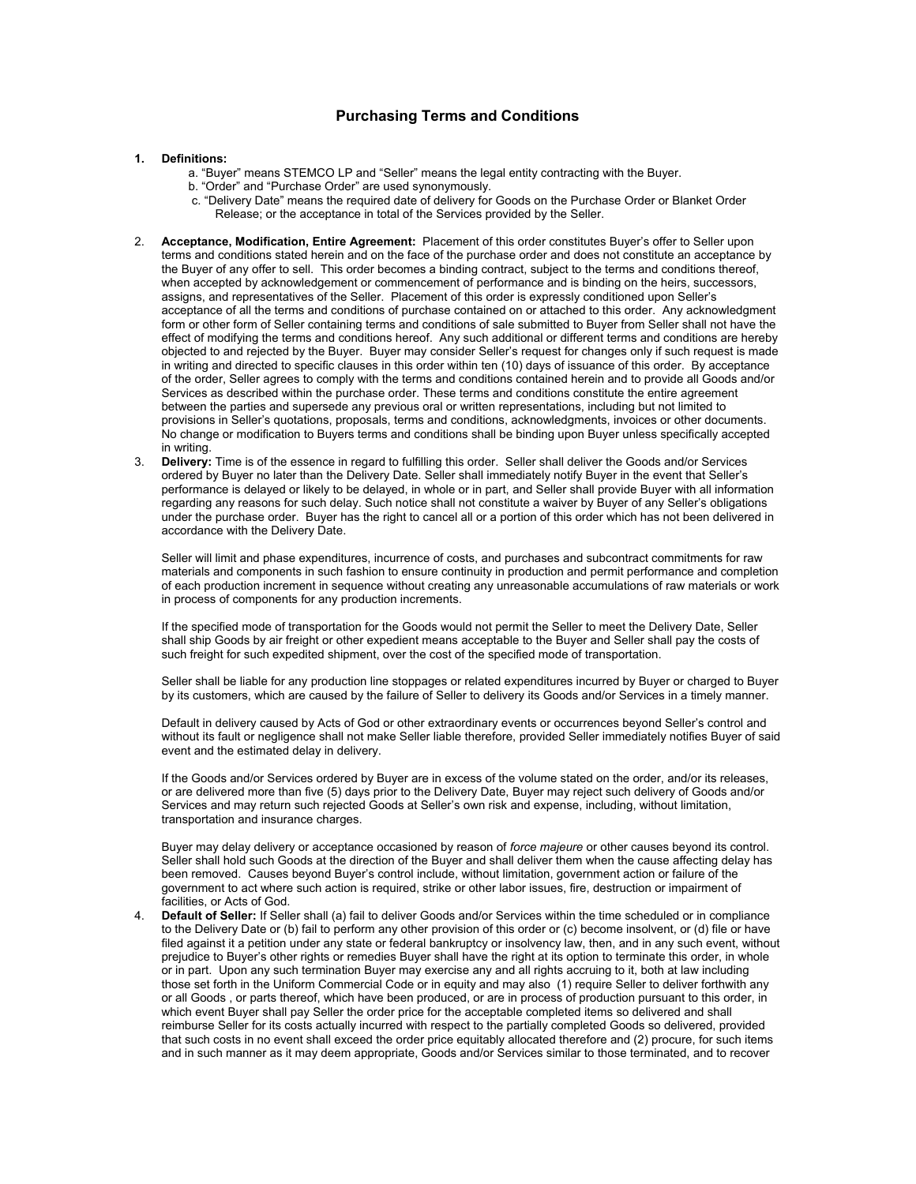# Purchasing Terms and Conditions

1. **Definitions:**
   a. "Buyer" means STEMCO LP and "Seller" means the legal entity contracting with the Buyer.
   b. "Order" and "Purchase Order" are used synonymously.
   c. "Delivery Date" means the required date of delivery for Goods on the Purchase Order or Blanket Order Release; or the acceptance in total of the Services provided by the Seller.

2. **Acceptance, Modification, Entire Agreement:** Placement of this order constitutes Buyer's offer to Seller upon terms and conditions stated herein and on the face of the purchase order and does not constitute an acceptance by the Buyer of any offer to sell. This order becomes a binding contract, subject to the terms and conditions thereof, when accepted by acknowledgement or commencement of performance and is binding on the heirs, successors, assigns, and representatives of the Seller. Placement of this order is expressly conditioned upon Seller's acceptance of all the terms and conditions of purchase contained on or attached to this order. Any acknowledgment form or other form of Seller containing terms and conditions of sale submitted to Buyer from Seller shall not have the effect of modifying the terms and conditions hereof. Any such additional or different terms and conditions are hereby objected to and rejected by the Buyer. Buyer may consider Seller's request for changes only if such request is made in writing and directed to specific clauses in this order within ten (10) days of issuance of this order. By acceptance of the order, Seller agrees to comply with the terms and conditions contained herein and to provide all Goods and/or Services as described within the purchase order. These terms and conditions constitute the entire agreement between the parties and supersede any previous oral or written representations, including but not limited to provisions in Seller's quotations, proposals, terms and conditions, acknowledgments, invoices or other documents. No change or modification to Buyers terms and conditions shall be binding upon Buyer unless specifically accepted in writing.

3. **Delivery:** Time is of the essence in regard to fulfilling this order. Seller shall deliver the Goods and/or Services ordered by Buyer no later than the Delivery Date. Seller shall immediately notify Buyer in the event that Seller's performance is delayed or likely to be delayed, in whole or in part, and Seller shall provide Buyer with all information regarding any reasons for such delay. Such notice shall not constitute a waiver by Buyer of any Seller's obligations under the purchase order. Buyer has the right to cancel all or a portion of this order which has not been delivered in accordance with the Delivery Date.

   Seller will limit and phase expenditures, incurrence of costs, and purchases and subcontract commitments for raw materials and components in such fashion to ensure continuity in production and permit performance and completion of each production increment in sequence without creating any unreasonable accumulations of raw materials or work in process of components for any production increments.

   If the specified mode of transportation for the Goods would not permit the Seller to meet the Delivery Date, Seller shall ship Goods by air freight or other expedient means acceptable to the Buyer and Seller shall pay the costs of such freight for such expedited shipment, over the cost of the specified mode of transportation.

   Seller shall be liable for any production line stoppages or related expenditures incurred by Buyer or charged to Buyer by its customers, which are caused by the failure of Seller to delivery its Goods and/or Services in a timely manner.

   Default in delivery caused by Acts of God or other extraordinary events or occurrences beyond Seller's control and without its fault or negligence shall not make Seller liable therefore, provided Seller immediately notifies Buyer of said event and the estimated delay in delivery.

   If the Goods and/or Services ordered by Buyer are in excess of the volume stated on the order, and/or its releases, or are delivered more than five (5) days prior to the Delivery Date, Buyer may reject such delivery of Goods and/or Services and may return such rejected Goods at Seller's own risk and expense, including, without limitation, transportation and insurance charges.

   Buyer may delay delivery or acceptance occasioned by reason of *force majeure* or other causes beyond its control. Seller shall hold such Goods at the direction of the Buyer and shall deliver them when the cause affecting delay has been removed. Causes beyond Buyer's control include, without limitation, government action or failure of the government to act where such action is required, strike or other labor issues, fire, destruction or impairment of facilities, or Acts of God.

4. **Default of Seller:** If Seller shall (a) fail to deliver Goods and/or Services within the time scheduled or in compliance to the Delivery Date or (b) fail to perform any other provision of this order or (c) become insolvent, or (d) file or have filed against it a petition under any state or federal bankruptcy or insolvency law, then, and in any such event, without prejudice to Buyer's other rights or remedies Buyer shall have the right at its option to terminate this order, in whole or in part. Upon any such termination Buyer may exercise any and all rights accruing to it, both at law including those set forth in the Uniform Commercial Code or in equity and may also (1) require Seller to deliver forthwith any or all Goods , or parts thereof, which have been produced, or are in process of production pursuant to this order, in which event Buyer shall pay Seller the order price for the acceptable completed items so delivered and shall reimburse Seller for its costs actually incurred with respect to the partially completed Goods so delivered, provided that such costs in no event shall exceed the order price equitably allocated therefore and (2) procure, for such items and in such manner as it may deem appropriate, Goods and/or Services similar to those terminated, and to recover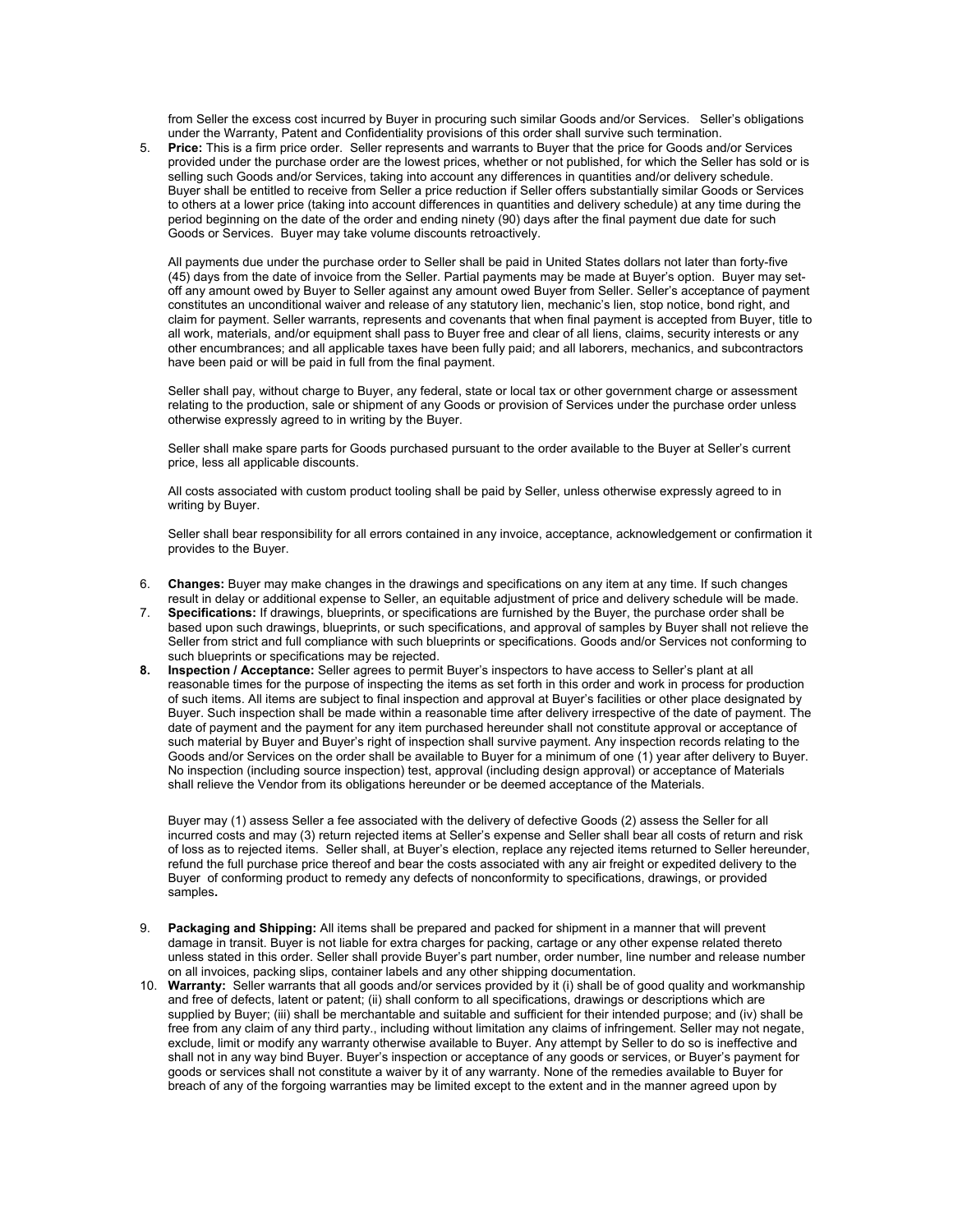from Seller the excess cost incurred by Buyer in procuring such similar Goods and/or Services. Seller's obligations under the Warranty, Patent and Confidentiality provisions of this order shall survive such termination.

5. **Price:** This is a firm price order. Seller represents and warrants to Buyer that the price for Goods and/or Services provided under the purchase order are the lowest prices, whether or not published, for which the Seller has sold or is selling such Goods and/or Services, taking into account any differences in quantities and/or delivery schedule. Buyer shall be entitled to receive from Seller a price reduction if Seller offers substantially similar Goods or Services to others at a lower price (taking into account differences in quantities and delivery schedule) at any time during the period beginning on the date of the order and ending ninety (90) days after the final payment due date for such Goods or Services. Buyer may take volume discounts retroactively.

   All payments due under the purchase order to Seller shall be paid in United States dollars not later than forty-five (45) days from the date of invoice from the Seller. Partial payments may be made at Buyer's option. Buyer may set-off any amount owed by Buyer to Seller against any amount owed Buyer from Seller. Seller's acceptance of payment constitutes an unconditional waiver and release of any statutory lien, mechanic's lien, stop notice, bond right, and claim for payment. Seller warrants, represents and covenants that when final payment is accepted from Buyer, title to all work, materials, and/or equipment shall pass to Buyer free and clear of all liens, claims, security interests or any other encumbrances; and all applicable taxes have been fully paid; and all laborers, mechanics, and subcontractors have been paid or will be paid in full from the final payment.

   Seller shall pay, without charge to Buyer, any federal, state or local tax or other government charge or assessment relating to the production, sale or shipment of any Goods or provision of Services under the purchase order unless otherwise expressly agreed to in writing by the Buyer.

   Seller shall make spare parts for Goods purchased pursuant to the order available to the Buyer at Seller's current price, less all applicable discounts.

   All costs associated with custom product tooling shall be paid by Seller, unless otherwise expressly agreed to in writing by Buyer.

   Seller shall bear responsibility for all errors contained in any invoice, acceptance, acknowledgement or confirmation it provides to the Buyer.

6. **Changes:** Buyer may make changes in the drawings and specifications on any item at any time. If such changes result in delay or additional expense to Seller, an equitable adjustment of price and delivery schedule will be made.
7. **Specifications:** If drawings, blueprints, or specifications are furnished by the Buyer, the purchase order shall be based upon such drawings, blueprints, or such specifications, and approval of samples by Buyer shall not relieve the Seller from strict and full compliance with such blueprints or specifications. Goods and/or Services not conforming to such blueprints or specifications may be rejected.
8. **Inspection / Acceptance:** Seller agrees to permit Buyer's inspectors to have access to Seller's plant at all reasonable times for the purpose of inspecting the items as set forth in this order and work in process for production of such items. All items are subject to final inspection and approval at Buyer's facilities or other place designated by Buyer. Such inspection shall be made within a reasonable time after delivery irrespective of the date of payment. The date of payment and the payment for any item purchased hereunder shall not constitute approval or acceptance of such material by Buyer and Buyer's right of inspection shall survive payment. Any inspection records relating to the Goods and/or Services on the order shall be available to Buyer for a minimum of one (1) year after delivery to Buyer. No inspection (including source inspection) test, approval (including design approval) or acceptance of Materials shall relieve the Vendor from its obligations hereunder or be deemed acceptance of the Materials.

   Buyer may (1) assess Seller a fee associated with the delivery of defective Goods (2) assess the Seller for all incurred costs and may (3) return rejected items at Seller's expense and Seller shall bear all costs of return and risk of loss as to rejected items. Seller shall, at Buyer's election, replace any rejected items returned to Seller hereunder, refund the full purchase price thereof and bear the costs associated with any air freight or expedited delivery to the Buyer of conforming product to remedy any defects of nonconformity to specifications, drawings, or provided samples.

9. **Packaging and Shipping:** All items shall be prepared and packed for shipment in a manner that will prevent damage in transit. Buyer is not liable for extra charges for packing, cartage or any other expense related thereto unless stated in this order. Seller shall provide Buyer's part number, order number, line number and release number on all invoices, packing slips, container labels and any other shipping documentation.
10. **Warranty:** Seller warrants that all goods and/or services provided by it (i) shall be of good quality and workmanship and free of defects, latent or patent; (ii) shall conform to all specifications, drawings or descriptions which are supplied by Buyer; (iii) shall be merchantable and suitable and sufficient for their intended purpose; and (iv) shall be free from any claim of any third party., including without limitation any claims of infringement. Seller may not negate, exclude, limit or modify any warranty otherwise available to Buyer. Any attempt by Seller to do so is ineffective and shall not in any way bind Buyer. Buyer's inspection or acceptance of any goods or services, or Buyer's payment for goods or services shall not constitute a waiver by it of any warranty. None of the remedies available to Buyer for breach of any of the forgoing warranties may be limited except to the extent and in the manner agreed upon by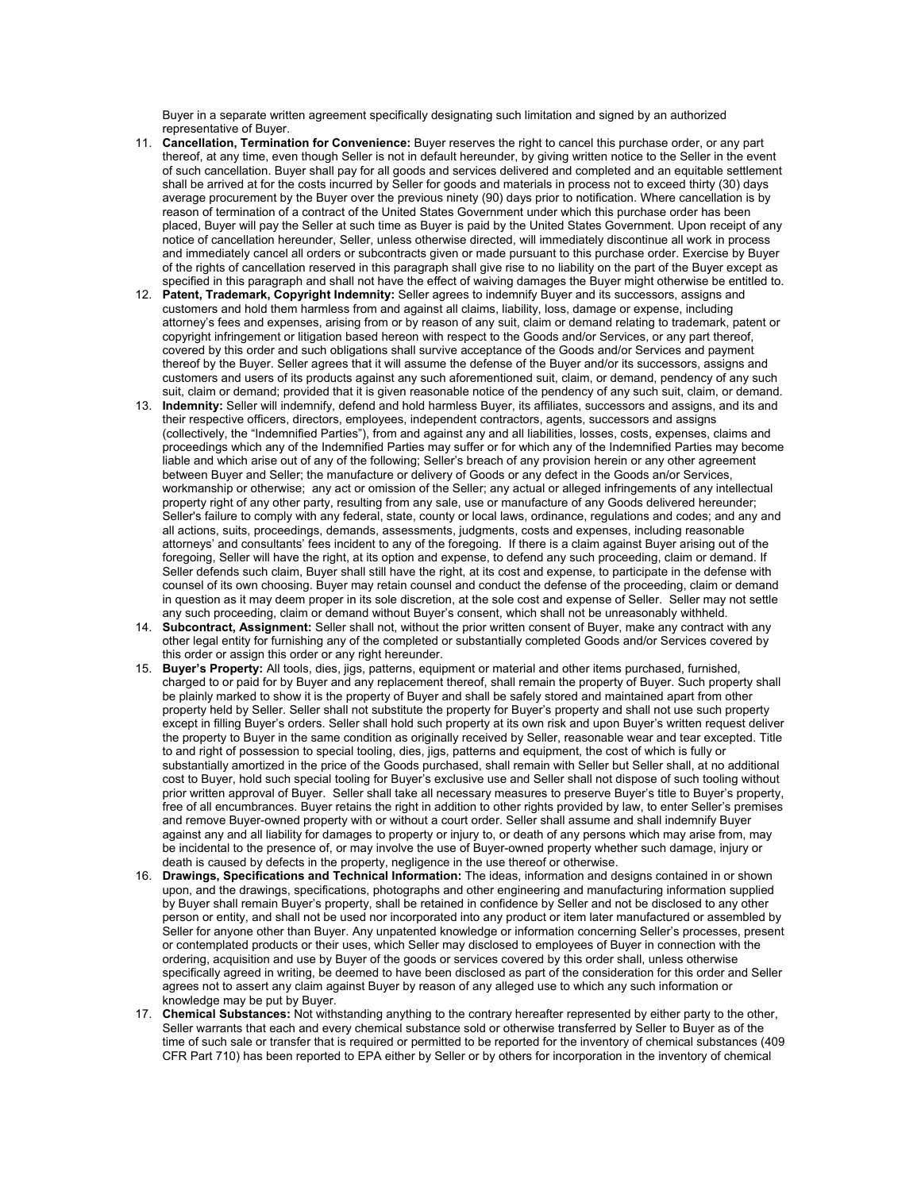Buyer in a separate written agreement specifically designating such limitation and signed by an authorized representative of Buyer.

11. **Cancellation, Termination for Convenience:** Buyer reserves the right to cancel this purchase order, or any part thereof, at any time, even though Seller is not in default hereunder, by giving written notice to the Seller in the event of such cancellation. Buyer shall pay for all goods and services delivered and completed and an equitable settlement shall be arrived at for the costs incurred by Seller for goods and materials in process not to exceed thirty (30) days average procurement by the Buyer over the previous ninety (90) days prior to notification. Where cancellation is by reason of termination of a contract of the United States Government under which this purchase order has been placed, Buyer will pay the Seller at such time as Buyer is paid by the United States Government. Upon receipt of any notice of cancellation hereunder, Seller, unless otherwise directed, will immediately discontinue all work in process and immediately cancel all orders or subcontracts given or made pursuant to this purchase order. Exercise by Buyer of the rights of cancellation reserved in this paragraph shall give rise to no liability on the part of the Buyer except as specified in this paragraph and shall not have the effect of waiving damages the Buyer might otherwise be entitled to.
12. **Patent, Trademark, Copyright Indemnity:** Seller agrees to indemnify Buyer and its successors, assigns and customers and hold them harmless from and against all claims, liability, loss, damage or expense, including attorney's fees and expenses, arising from or by reason of any suit, claim or demand relating to trademark, patent or copyright infringement or litigation based hereon with respect to the Goods and/or Services, or any part thereof, covered by this order and such obligations shall survive acceptance of the Goods and/or Services and payment thereof by the Buyer. Seller agrees that it will assume the defense of the Buyer and/or its successors, assigns and customers and users of its products against any such aforementioned suit, claim, or demand, pendency of any such suit, claim or demand; provided that it is given reasonable notice of the pendency of any such suit, claim, or demand.
13. **Indemnity:** Seller will indemnify, defend and hold harmless Buyer, its affiliates, successors and assigns, and its and their respective officers, directors, employees, independent contractors, agents, successors and assigns (collectively, the "Indemnified Parties"), from and against any and all liabilities, losses, costs, expenses, claims and proceedings which any of the Indemnified Parties may suffer or for which any of the Indemnified Parties may become liable and which arise out of any of the following; Seller's breach of any provision herein or any other agreement between Buyer and Seller; the manufacture or delivery of Goods or any defect in the Goods an/or Services, workmanship or otherwise; any act or omission of the Seller; any actual or alleged infringements of any intellectual property right of any other party, resulting from any sale, use or manufacture of any Goods delivered hereunder; Seller's failure to comply with any federal, state, county or local laws, ordinance, regulations and codes; and any and all actions, suits, proceedings, demands, assessments, judgments, costs and expenses, including reasonable attorneys' and consultants' fees incident to any of the foregoing. If there is a claim against Buyer arising out of the foregoing, Seller will have the right, at its option and expense, to defend any such proceeding, claim or demand. If Seller defends such claim, Buyer shall still have the right, at its cost and expense, to participate in the defense with counsel of its own choosing. Buyer may retain counsel and conduct the defense of the proceeding, claim or demand in question as it may deem proper in its sole discretion, at the sole cost and expense of Seller. Seller may not settle any such proceeding, claim or demand without Buyer's consent, which shall not be unreasonably withheld.
14. **Subcontract, Assignment:** Seller shall not, without the prior written consent of Buyer, make any contract with any other legal entity for furnishing any of the completed or substantially completed Goods and/or Services covered by this order or assign this order or any right hereunder.
15. **Buyer's Property:** All tools, dies, jigs, patterns, equipment or material and other items purchased, furnished, charged to or paid for by Buyer and any replacement thereof, shall remain the property of Buyer. Such property shall be plainly marked to show it is the property of Buyer and shall be safely stored and maintained apart from other property held by Seller. Seller shall not substitute the property for Buyer's property and shall not use such property except in filling Buyer's orders. Seller shall hold such property at its own risk and upon Buyer's written request deliver the property to Buyer in the same condition as originally received by Seller, reasonable wear and tear excepted. Title to and right of possession to special tooling, dies, jigs, patterns and equipment, the cost of which is fully or substantially amortized in the price of the Goods purchased, shall remain with Seller but Seller shall, at no additional cost to Buyer, hold such special tooling for Buyer's exclusive use and Seller shall not dispose of such tooling without prior written approval of Buyer. Seller shall take all necessary measures to preserve Buyer's title to Buyer's property, free of all encumbrances. Buyer retains the right in addition to other rights provided by law, to enter Seller's premises and remove Buyer-owned property with or without a court order. Seller shall assume and shall indemnify Buyer against any and all liability for damages to property or injury to, or death of any persons which may arise from, may be incidental to the presence of, or may involve the use of Buyer-owned property whether such damage, injury or death is caused by defects in the property, negligence in the use thereof or otherwise.
16. **Drawings, Specifications and Technical Information:** The ideas, information and designs contained in or shown upon, and the drawings, specifications, photographs and other engineering and manufacturing information supplied by Buyer shall remain Buyer's property, shall be retained in confidence by Seller and not be disclosed to any other person or entity, and shall not be used nor incorporated into any product or item later manufactured or assembled by Seller for anyone other than Buyer. Any unpatented knowledge or information concerning Seller's processes, present or contemplated products or their uses, which Seller may disclosed to employees of Buyer in connection with the ordering, acquisition and use by Buyer of the goods or services covered by this order shall, unless otherwise specifically agreed in writing, be deemed to have been disclosed as part of the consideration for this order and Seller agrees not to assert any claim against Buyer by reason of any alleged use to which any such information or knowledge may be put by Buyer.
17. **Chemical Substances:** Not withstanding anything to the contrary hereafter represented by either party to the other, Seller warrants that each and every chemical substance sold or otherwise transferred by Seller to Buyer as of the time of such sale or transfer that is required or permitted to be reported for the inventory of chemical substances (409 CFR Part 710) has been reported to EPA either by Seller or by others for incorporation in the inventory of chemical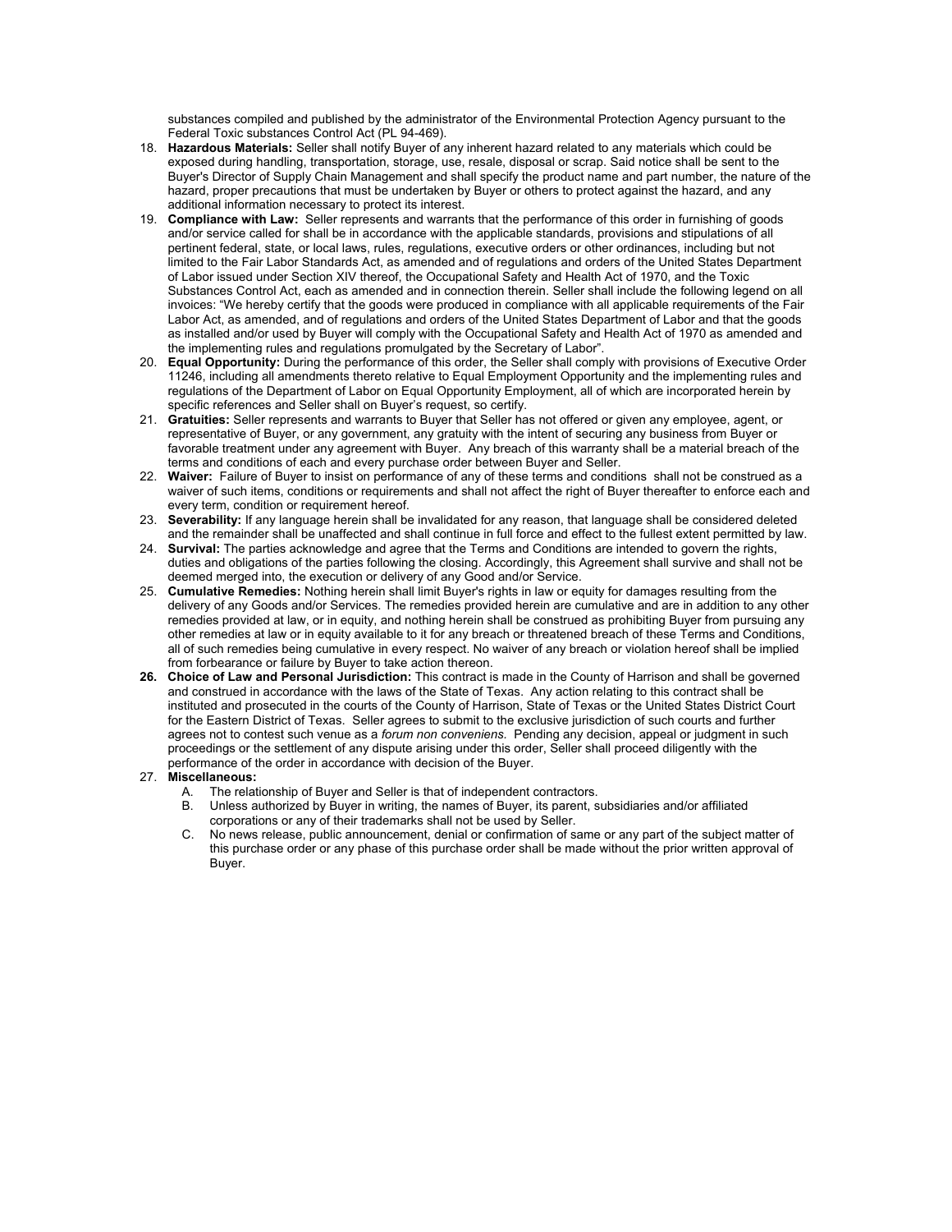substances compiled and published by the administrator of the Environmental Protection Agency pursuant to the Federal Toxic substances Control Act (PL 94-469).

18. **Hazardous Materials:** Seller shall notify Buyer of any inherent hazard related to any materials which could be exposed during handling, transportation, storage, use, resale, disposal or scrap. Said notice shall be sent to the Buyer's Director of Supply Chain Management and shall specify the product name and part number, the nature of the hazard, proper precautions that must be undertaken by Buyer or others to protect against the hazard, and any additional information necessary to protect its interest.
19. **Compliance with Law:** Seller represents and warrants that the performance of this order in furnishing of goods and/or service called for shall be in accordance with the applicable standards, provisions and stipulations of all pertinent federal, state, or local laws, rules, regulations, executive orders or other ordinances, including but not limited to the Fair Labor Standards Act, as amended and of regulations and orders of the United States Department of Labor issued under Section XIV thereof, the Occupational Safety and Health Act of 1970, and the Toxic Substances Control Act, each as amended and in connection therein. Seller shall include the following legend on all invoices: "We hereby certify that the goods were produced in compliance with all applicable requirements of the Fair Labor Act, as amended, and of regulations and orders of the United States Department of Labor and that the goods as installed and/or used by Buyer will comply with the Occupational Safety and Health Act of 1970 as amended and the implementing rules and regulations promulgated by the Secretary of Labor".
20. **Equal Opportunity:** During the performance of this order, the Seller shall comply with provisions of Executive Order 11246, including all amendments thereto relative to Equal Employment Opportunity and the implementing rules and regulations of the Department of Labor on Equal Opportunity Employment, all of which are incorporated herein by specific references and Seller shall on Buyer's request, so certify.
21. **Gratuities:** Seller represents and warrants to Buyer that Seller has not offered or given any employee, agent, or representative of Buyer, or any government, any gratuity with the intent of securing any business from Buyer or favorable treatment under any agreement with Buyer. Any breach of this warranty shall be a material breach of the terms and conditions of each and every purchase order between Buyer and Seller.
22. **Waiver:** Failure of Buyer to insist on performance of any of these terms and conditions shall not be construed as a waiver of such items, conditions or requirements and shall not affect the right of Buyer thereafter to enforce each and every term, condition or requirement hereof.
23. **Severability:** If any language herein shall be invalidated for any reason, that language shall be considered deleted and the remainder shall be unaffected and shall continue in full force and effect to the fullest extent permitted by law.
24. **Survival:** The parties acknowledge and agree that the Terms and Conditions are intended to govern the rights, duties and obligations of the parties following the closing. Accordingly, this Agreement shall survive and shall not be deemed merged into, the execution or delivery of any Good and/or Service.
25. **Cumulative Remedies:** Nothing herein shall limit Buyer's rights in law or equity for damages resulting from the delivery of any Goods and/or Services. The remedies provided herein are cumulative and are in addition to any other remedies provided at law, or in equity, and nothing herein shall be construed as prohibiting Buyer from pursuing any other remedies at law or in equity available to it for any breach or threatened breach of these Terms and Conditions, all of such remedies being cumulative in every respect. No waiver of any breach or violation hereof shall be implied from forbearance or failure by Buyer to take action thereon.
26. **Choice of Law and Personal Jurisdiction:** This contract is made in the County of Harrison and shall be governed and construed in accordance with the laws of the State of Texas. Any action relating to this contract shall be instituted and prosecuted in the courts of the County of Harrison, State of Texas or the United States District Court for the Eastern District of Texas. Seller agrees to submit to the exclusive jurisdiction of such courts and further agrees not to contest such venue as a *forum non conveniens.* Pending any decision, appeal or judgment in such proceedings or the settlement of any dispute arising under this order, Seller shall proceed diligently with the performance of the order in accordance with decision of the Buyer.
27. **Miscellaneous:**
    - A. The relationship of Buyer and Seller is that of independent contractors.
    - B. Unless authorized by Buyer in writing, the names of Buyer, its parent, subsidiaries and/or affiliated corporations or any of their trademarks shall not be used by Seller.
    - C. No news release, public announcement, denial or confirmation of same or any part of the subject matter of this purchase order or any phase of this purchase order shall be made without the prior written approval of Buyer.